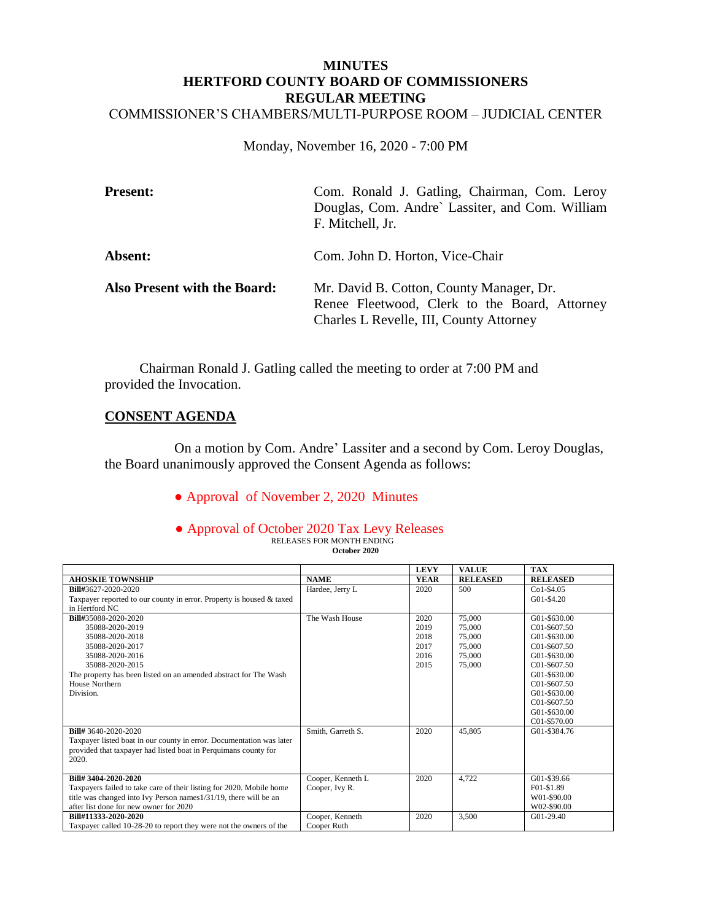# MINUTES
# HERTFORD COUNTY BOARD OF COMMISSIONERS
# REGULAR MEETING

COMMISSIONER'S CHAMBERS/MULTI-PURPOSE ROOM – JUDICIAL CENTER

Monday, November 16, 2020 - 7:00 PM

**Present:** Com. Ronald J. Gatling, Chairman, Com. Leroy Douglas, Com. Andre` Lassiter, and Com. William F. Mitchell, Jr.

**Absent:** Com. John D. Horton, Vice-Chair

**Also Present with the Board:** Mr. David B. Cotton, County Manager, Dr. Renee Fleetwood, Clerk to the Board, Attorney Charles L Revelle, III, County Attorney

Chairman Ronald J. Gatling called the meeting to order at 7:00 PM and provided the Invocation.

## CONSENT AGENDA

On a motion by Com. Andre' Lassiter and a second by Com. Leroy Douglas, the Board unanimously approved the Consent Agenda as follows:

- Approval of November 2, 2020 Minutes
- Approval of October 2020 Tax Levy Releases

RELEASES FOR MONTH ENDING
**October 2020**

| AHOSKIE TOWNSHIP | NAME | LEVY YEAR | VALUE RELEASED | TAX RELEASED |
|---|---|---|---|---|
| **Bill**#3627-2020-2020<br>Taxpayer reported to our county in error. Property is housed & taxed in Hertford NC | Hardee, Jerry L | 2020 | 500 | Co1-$4.05<br>G01-$4.20 |
| **Bill**#35088-2020-2020<br>35088-2020-2019<br>35088-2020-2018<br>35088-2020-2017<br>35088-2020-2016<br>35088-2020-2015<br>The property has been listed on an amended abstract for The Wash House Northern Division. | The Wash House | 2020<br>2019<br>2018<br>2017<br>2016<br>2015 | 75,000<br>75,000<br>75,000<br>75,000<br>75,000<br>75,000 | G01-$630.00<br>C01-$607.50<br>G01-$630.00<br>C01-$607.50<br>G01-$630.00<br>C01-$607.50<br>G01-$630.00<br>C01-$607.50<br>G01-$630.00<br>C01-$607.50<br>G01-$630.00<br>C01-$570.00 |
| **Bill**# 3640-2020-2020<br>Taxpayer listed boat in our county in error. Documentation was later provided that taxpayer had listed boat in Perquimans county for 2020. | Smith, Garreth S. | 2020 | 45,805 | G01-$384.76 |
| **Bill# 3404-2020-2020**<br>Taxpayers failed to take care of their listing for 2020. Mobile home title was changed into Ivy Person names1/31/19, there will be an after list done for new owner for 2020 | Cooper, Kenneth L<br>Cooper, Ivy R. | 2020 | 4,722 | G01-$39.66<br>F01-$1.89<br>W01-$90.00<br>W02-$90.00 |
| **Bill#11333-2020-2020**<br>Taxpayer called 10-28-20 to report they were not the owners of the | Cooper, Kenneth<br>Cooper Ruth | 2020 | 3,500 | G01-29.40 |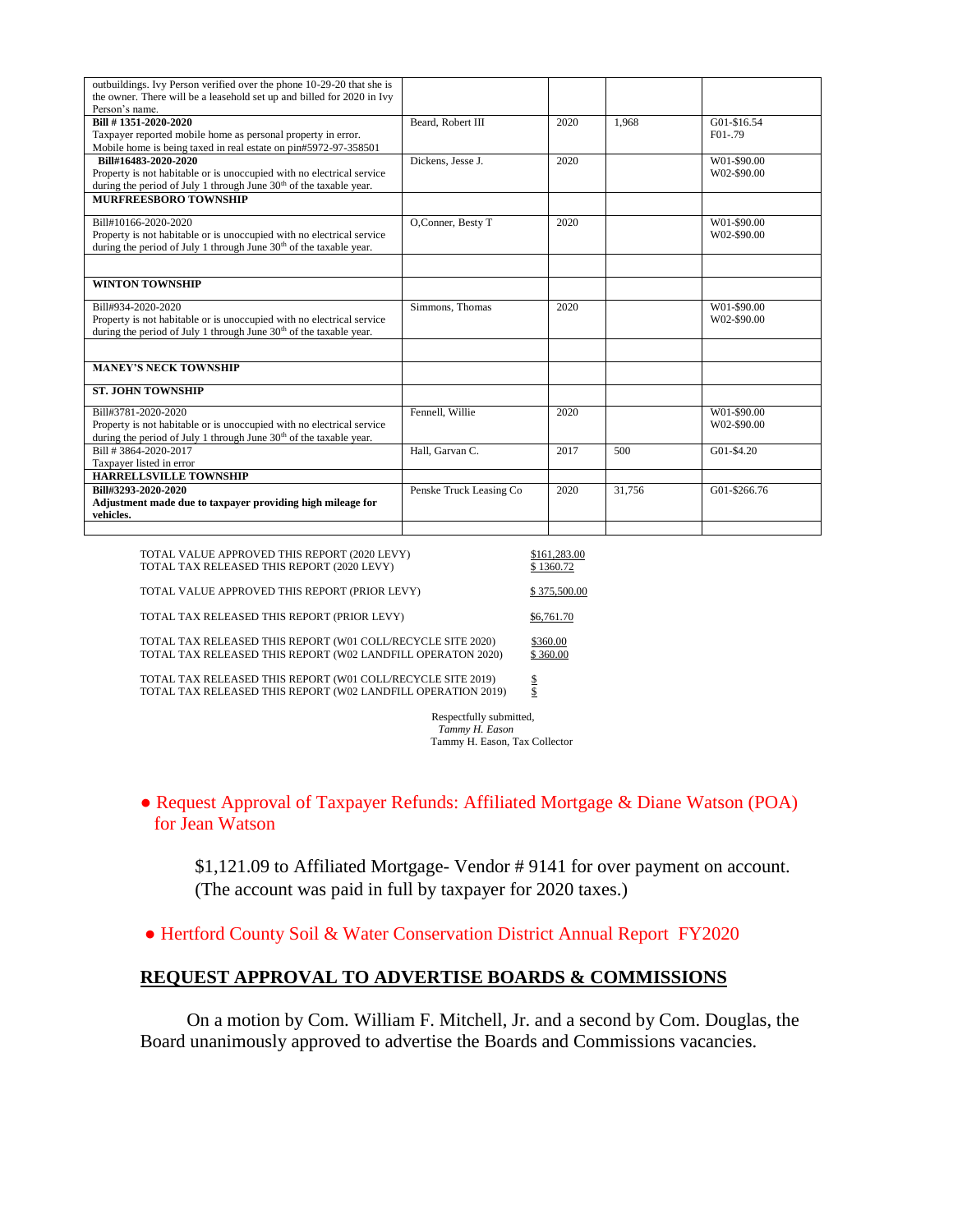| | | | | |
|---|---|---|---|---|
| outbuildings. Ivy Person verified over the phone 10-29-20 that she is the owner. There will be a leasehold set up and billed for 2020 in Ivy Person's name. | | | | |
| **Bill # 1351-2020-2020** Taxpayer reported mobile home as personal property in error. Mobile home is being taxed in real estate on pin#5972-97-358501 | Beard, Robert III | 2020 | 1,968 | G01-$16.54 F01-.79 |
| **Bill#16483-2020-2020** Property is not habitable or is unoccupied with no electrical service during the period of July 1 through June 30th of the taxable year. | Dickens, Jesse J. | 2020 | | W01-$90.00 W02-$90.00 |
| **MURFREESBORO TOWNSHIP** | | | | |
| Bill#10166-2020-2020 Property is not habitable or is unoccupied with no electrical service during the period of July 1 through June 30th of the taxable year. | O,Conner, Besty T | 2020 | | W01-$90.00 W02-$90.00 |
| | | | | |
| **WINTON TOWNSHIP** | | | | |
| Bill#934-2020-2020 Property is not habitable or is unoccupied with no electrical service during the period of July 1 through June 30th of the taxable year. | Simmons, Thomas | 2020 | | W01-$90.00 W02-$90.00 |
| | | | | |
| **MANEY'S NECK TOWNSHIP** | | | | |
| **ST. JOHN TOWNSHIP** | | | | |
| Bill#3781-2020-2020 Property is not habitable or is unoccupied with no electrical service during the period of July 1 through June 30th of the taxable year. | Fennell, Willie | 2020 | | W01-$90.00 W02-$90.00 |
| Bill # 3864-2020-2017 Taxpayer listed in error | Hall, Garvan C. | 2017 | 500 | G01-$4.20 |
| **HARRELLSVILLE TOWNSHIP** | | | | |
| **Bill#3293-2020-2020** **Adjustment made due to taxpayer providing high mileage for vehicles.** | Penske Truck Leasing Co | 2020 | 31,756 | G01-$266.76 |
| | | | | |

TOTAL VALUE APPROVED THIS REPORT (2020 LEVY) $161,283.00
TOTAL TAX RELEASED THIS REPORT (2020 LEVY) $ 1360.72

TOTAL VALUE APPROVED THIS REPORT (PRIOR LEVY) $ 375,500.00

TOTAL TAX RELEASED THIS REPORT (PRIOR LEVY) $6,761.70

TOTAL TAX RELEASED THIS REPORT (W01 COLL/RECYCLE SITE 2020) $360.00
TOTAL TAX RELEASED THIS REPORT (W02 LANDFILL OPERATON 2020) $ 360.00

TOTAL TAX RELEASED THIS REPORT (W01 COLL/RECYCLE SITE 2019) $
TOTAL TAX RELEASED THIS REPORT (W02 LANDFILL OPERATION 2019) $

Respectfully submitted,
*Tammy H. Eason*
Tammy H. Eason, Tax Collector

- Request Approval of Taxpayer Refunds: Affiliated Mortgage & Diane Watson (POA) for Jean Watson

$1,121.09 to Affiliated Mortgage- Vendor # 9141 for over payment on account. (The account was paid in full by taxpayer for 2020 taxes.)

- Hertford County Soil & Water Conservation District Annual Report FY2020

## REQUEST APPROVAL TO ADVERTISE BOARDS & COMMISSIONS

On a motion by Com. William F. Mitchell, Jr. and a second by Com. Douglas, the Board unanimously approved to advertise the Boards and Commissions vacancies.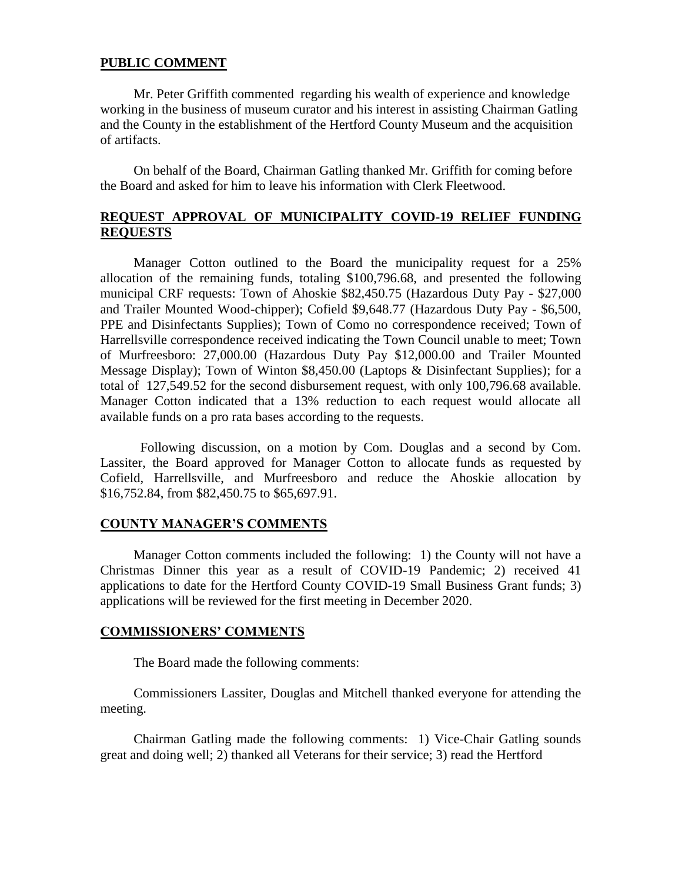## PUBLIC COMMENT

Mr. Peter Griffith commented regarding his wealth of experience and knowledge working in the business of museum curator and his interest in assisting Chairman Gatling and the County in the establishment of the Hertford County Museum and the acquisition of artifacts.

On behalf of the Board, Chairman Gatling thanked Mr. Griffith for coming before the Board and asked for him to leave his information with Clerk Fleetwood.

## REQUEST APPROVAL OF MUNICIPALITY COVID-19 RELIEF FUNDING REQUESTS

Manager Cotton outlined to the Board the municipality request for a 25% allocation of the remaining funds, totaling $100,796.68, and presented the following municipal CRF requests: Town of Ahoskie $82,450.75 (Hazardous Duty Pay - $27,000 and Trailer Mounted Wood-chipper); Cofield $9,648.77 (Hazardous Duty Pay - $6,500, PPE and Disinfectants Supplies); Town of Como no correspondence received; Town of Harrellsville correspondence received indicating the Town Council unable to meet; Town of Murfreesboro: 27,000.00 (Hazardous Duty Pay $12,000.00 and Trailer Mounted Message Display); Town of Winton $8,450.00 (Laptops & Disinfectant Supplies); for a total of 127,549.52 for the second disbursement request, with only 100,796.68 available. Manager Cotton indicated that a 13% reduction to each request would allocate all available funds on a pro rata bases according to the requests.

Following discussion, on a motion by Com. Douglas and a second by Com. Lassiter, the Board approved for Manager Cotton to allocate funds as requested by Cofield, Harrellsville, and Murfreesboro and reduce the Ahoskie allocation by $16,752.84, from $82,450.75 to $65,697.91.

## COUNTY MANAGER'S COMMENTS

Manager Cotton comments included the following: 1) the County will not have a Christmas Dinner this year as a result of COVID-19 Pandemic; 2) received 41 applications to date for the Hertford County COVID-19 Small Business Grant funds; 3) applications will be reviewed for the first meeting in December 2020.

## COMMISSIONERS' COMMENTS

The Board made the following comments:

Commissioners Lassiter, Douglas and Mitchell thanked everyone for attending the meeting.

Chairman Gatling made the following comments: 1) Vice-Chair Gatling sounds great and doing well; 2) thanked all Veterans for their service; 3) read the Hertford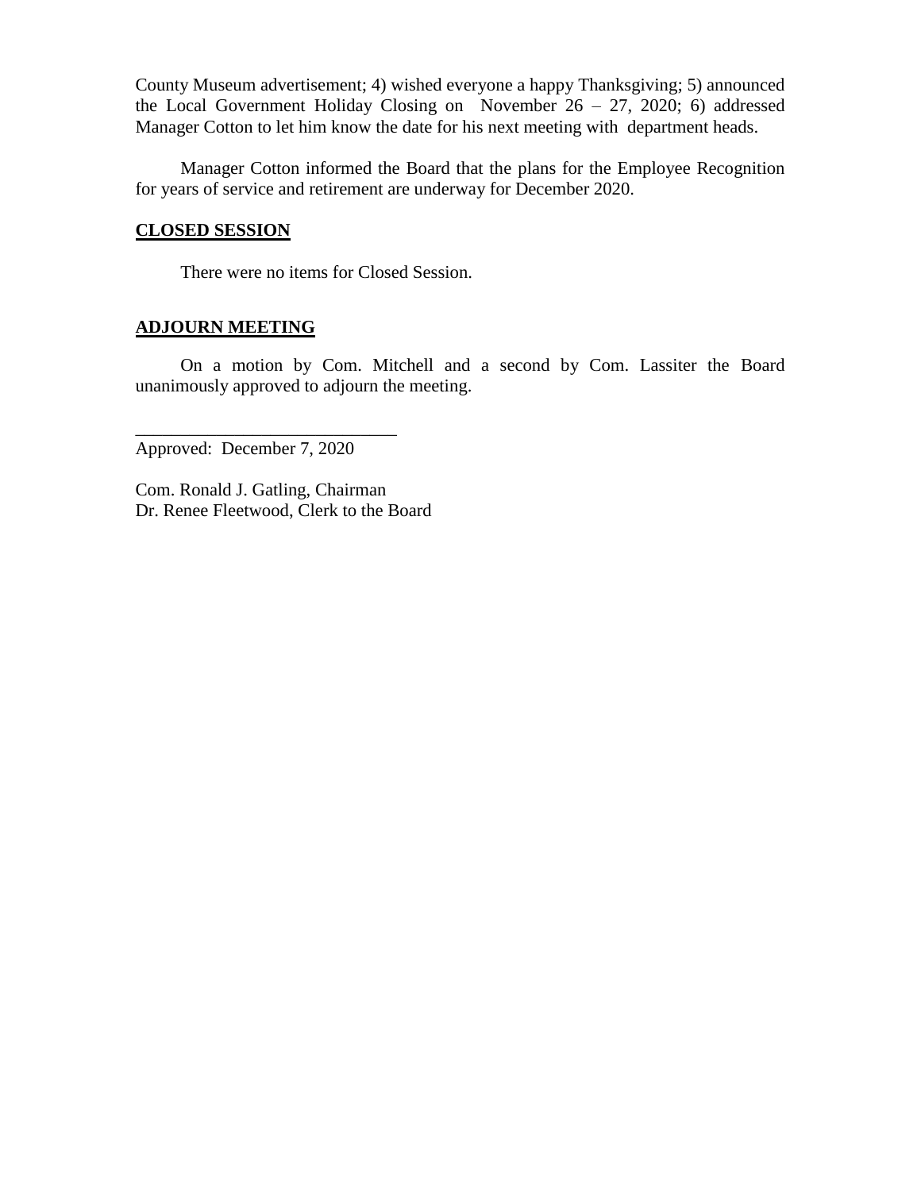County Museum advertisement; 4) wished everyone a happy Thanksgiving; 5) announced the Local Government Holiday Closing on November 26 – 27, 2020; 6) addressed Manager Cotton to let him know the date for his next meeting with department heads.

Manager Cotton informed the Board that the plans for the Employee Recognition for years of service and retirement are underway for December 2020.

**CLOSED SESSION**

There were no items for Closed Session.

**ADJOURN MEETING**

On a motion by Com. Mitchell and a second by Com. Lassiter the Board unanimously approved to adjourn the meeting.

\_\_\_\_\_\_\_\_\_\_\_\_\_\_\_\_\_\_\_\_\_\_\_\_\_\_\_\_\_\_
Approved: December 7, 2020

Com. Ronald J. Gatling, Chairman
Dr. Renee Fleetwood, Clerk to the Board